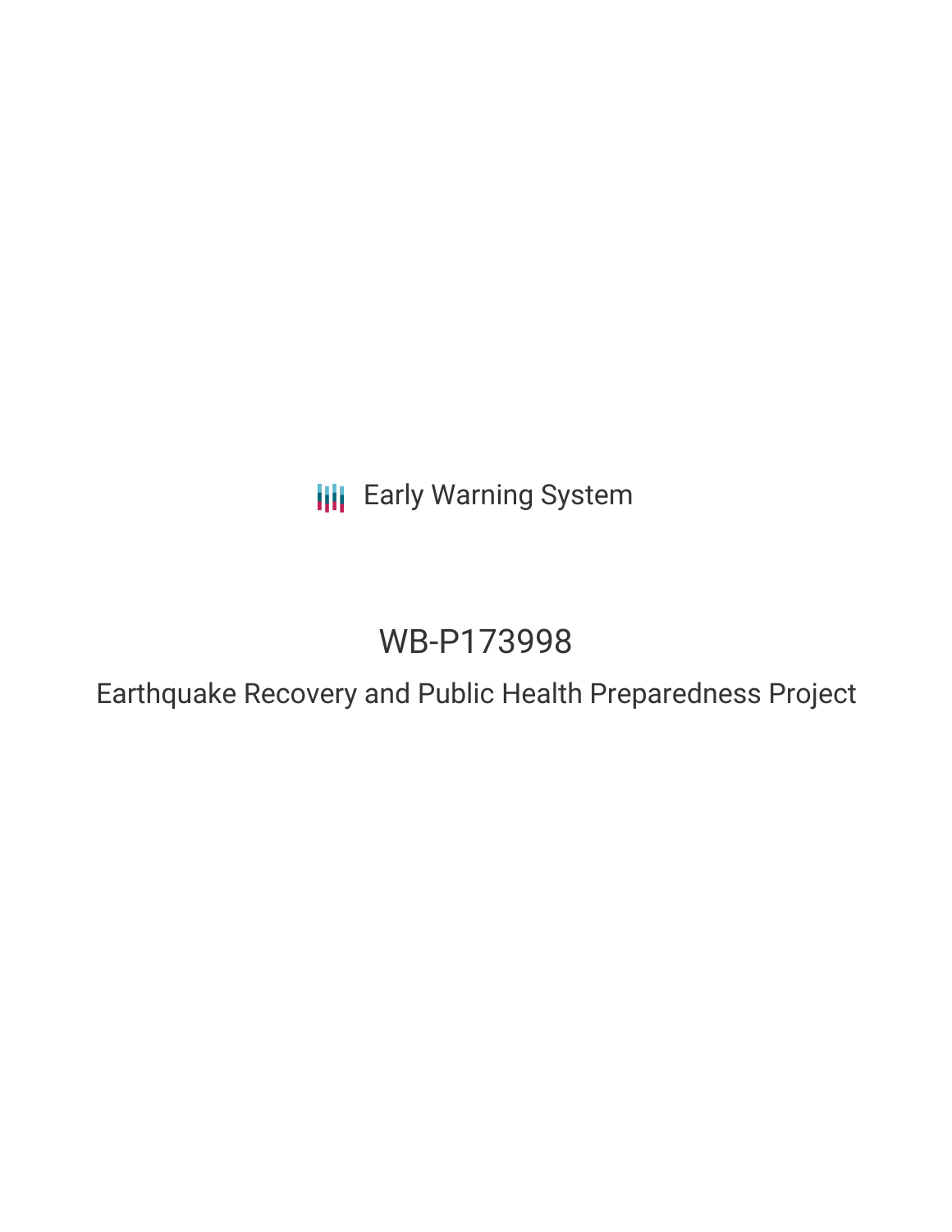Early Warning System

# WB-P173998

## Earthquake Recovery and Public Health Preparedness Project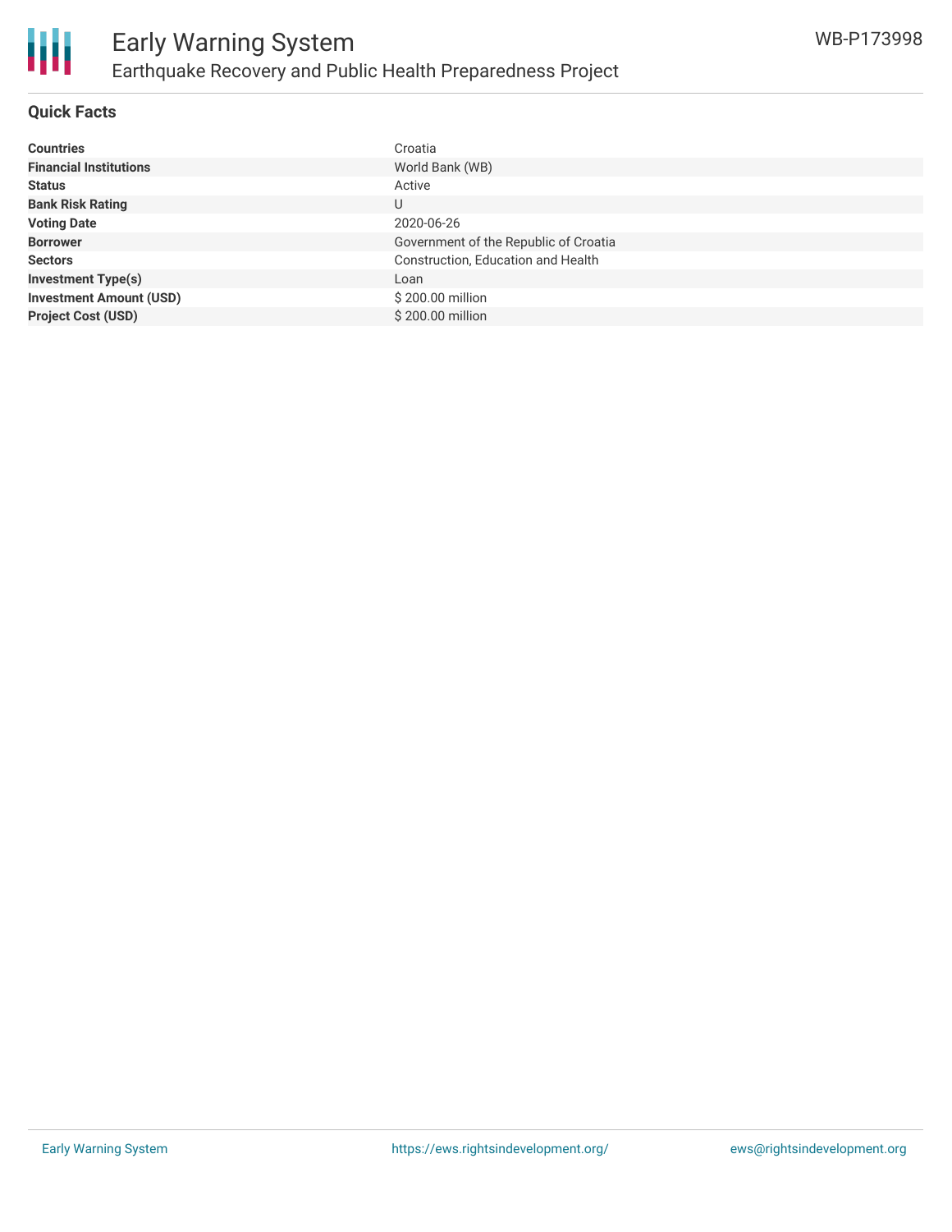# Early Warning System

## Earthquake Recovery and Public Health Preparedness Project

WB-P173998

### Quick Facts

| | |
|---|---|
| **Countries** | Croatia |
| **Financial Institutions** | World Bank (WB) |
| **Status** | Active |
| **Bank Risk Rating** | U |
| **Voting Date** | 2020-06-26 |
| **Borrower** | Government of the Republic of Croatia |
| **Sectors** | Construction, Education and Health |
| **Investment Type(s)** | Loan |
| **Investment Amount (USD)** | $ 200.00 million |
| **Project Cost (USD)** | $ 200.00 million |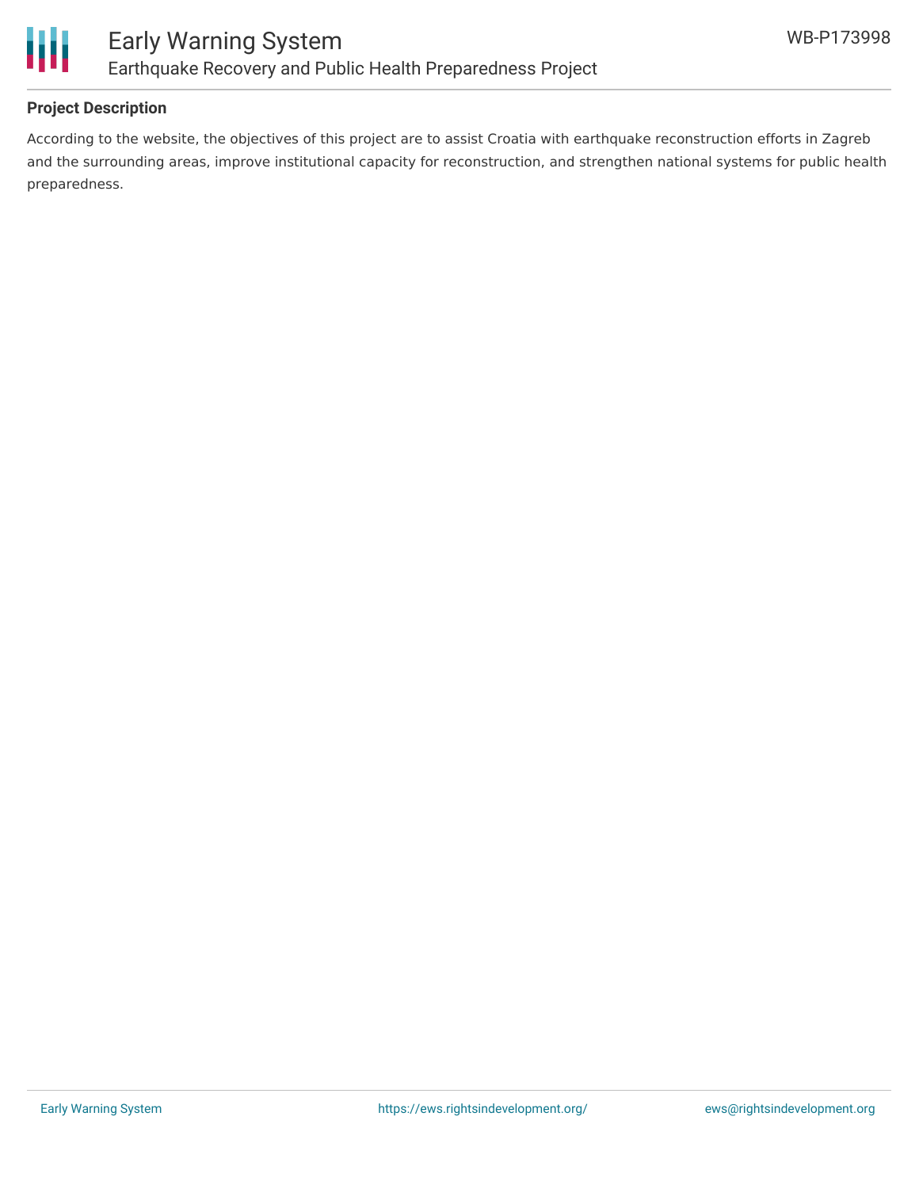## Project Description

According to the website, the objectives of this project are to assist Croatia with earthquake reconstruction efforts in Zagreb and the surrounding areas, improve institutional capacity for reconstruction, and strengthen national systems for public health preparedness.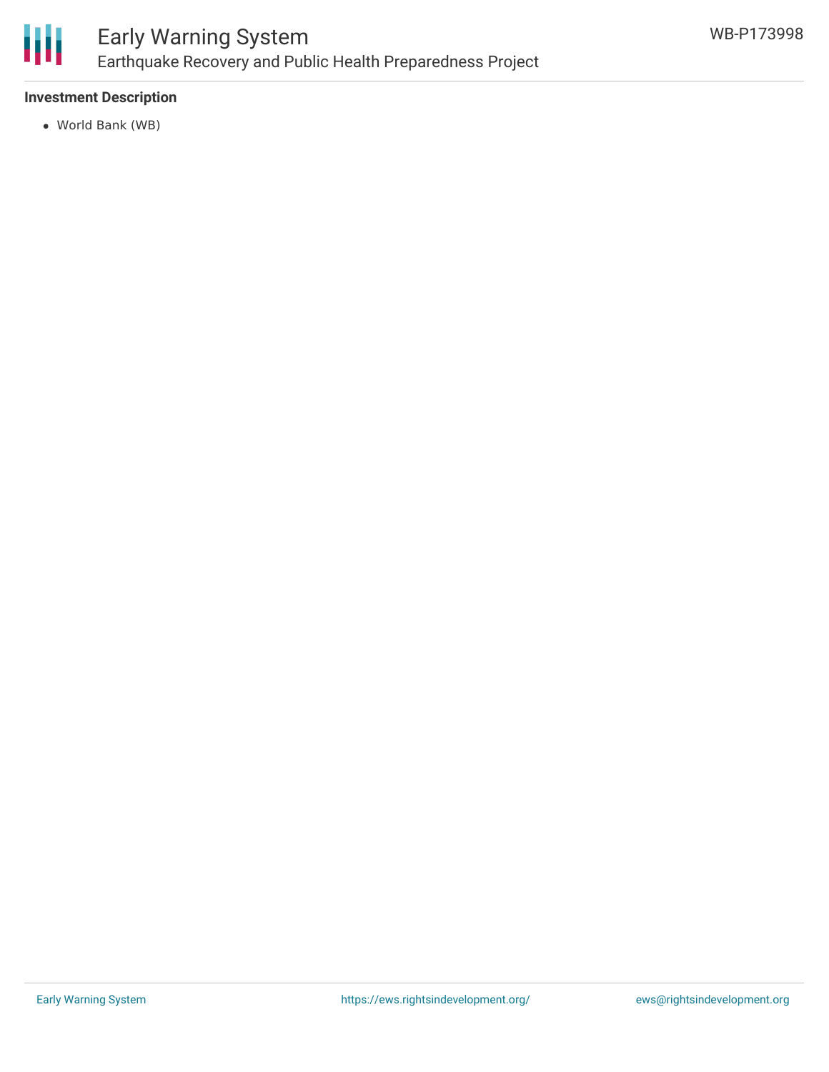### Investment Description

- World Bank (WB)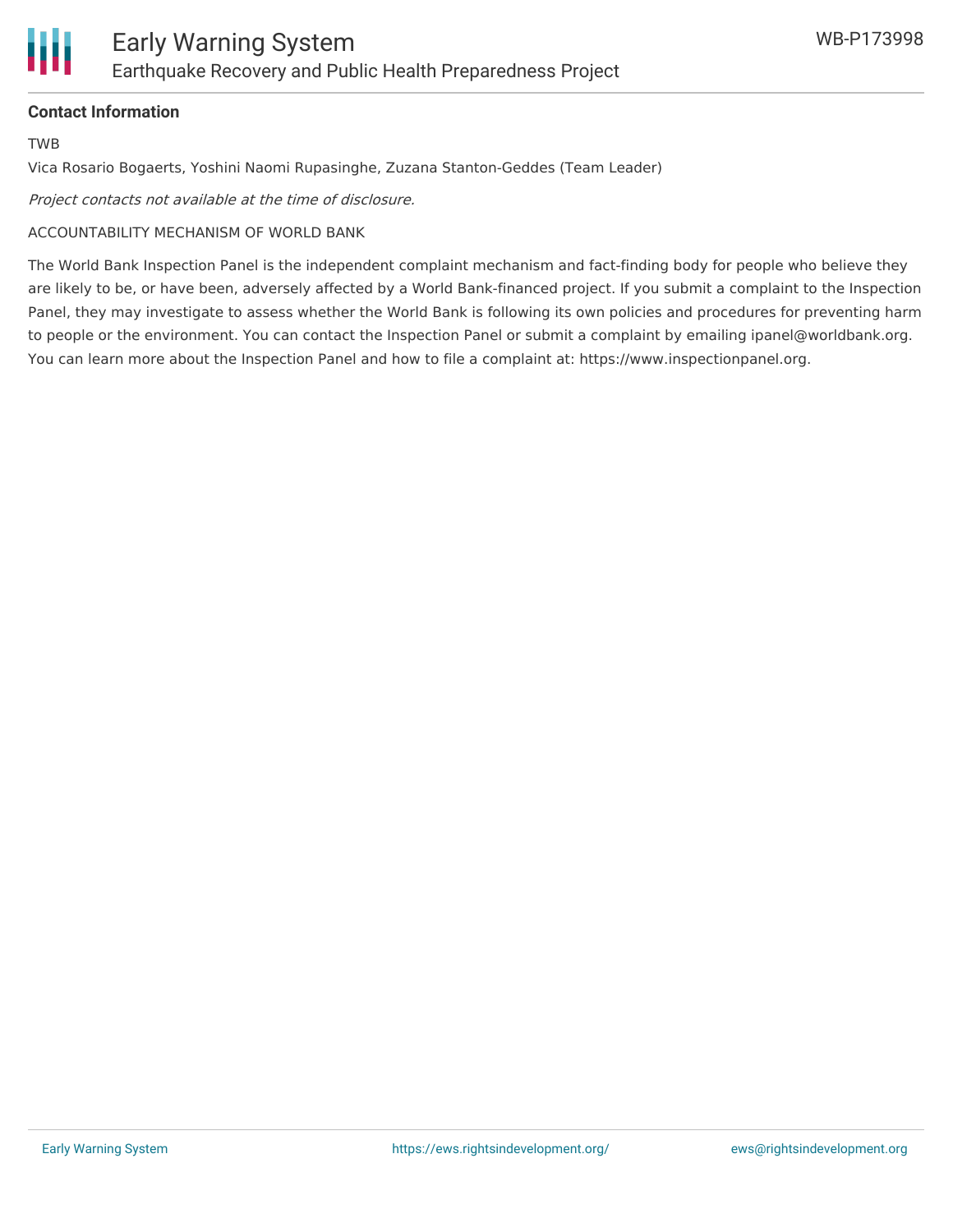**Contact Information**

TWB

Vica Rosario Bogaerts, Yoshini Naomi Rupasinghe, Zuzana Stanton-Geddes (Team Leader)

*Project contacts not available at the time of disclosure.*

ACCOUNTABILITY MECHANISM OF WORLD BANK

The World Bank Inspection Panel is the independent complaint mechanism and fact-finding body for people who believe they are likely to be, or have been, adversely affected by a World Bank-financed project. If you submit a complaint to the Inspection Panel, they may investigate to assess whether the World Bank is following its own policies and procedures for preventing harm to people or the environment. You can contact the Inspection Panel or submit a complaint by emailing ipanel@worldbank.org. You can learn more about the Inspection Panel and how to file a complaint at: https://www.inspectionpanel.org.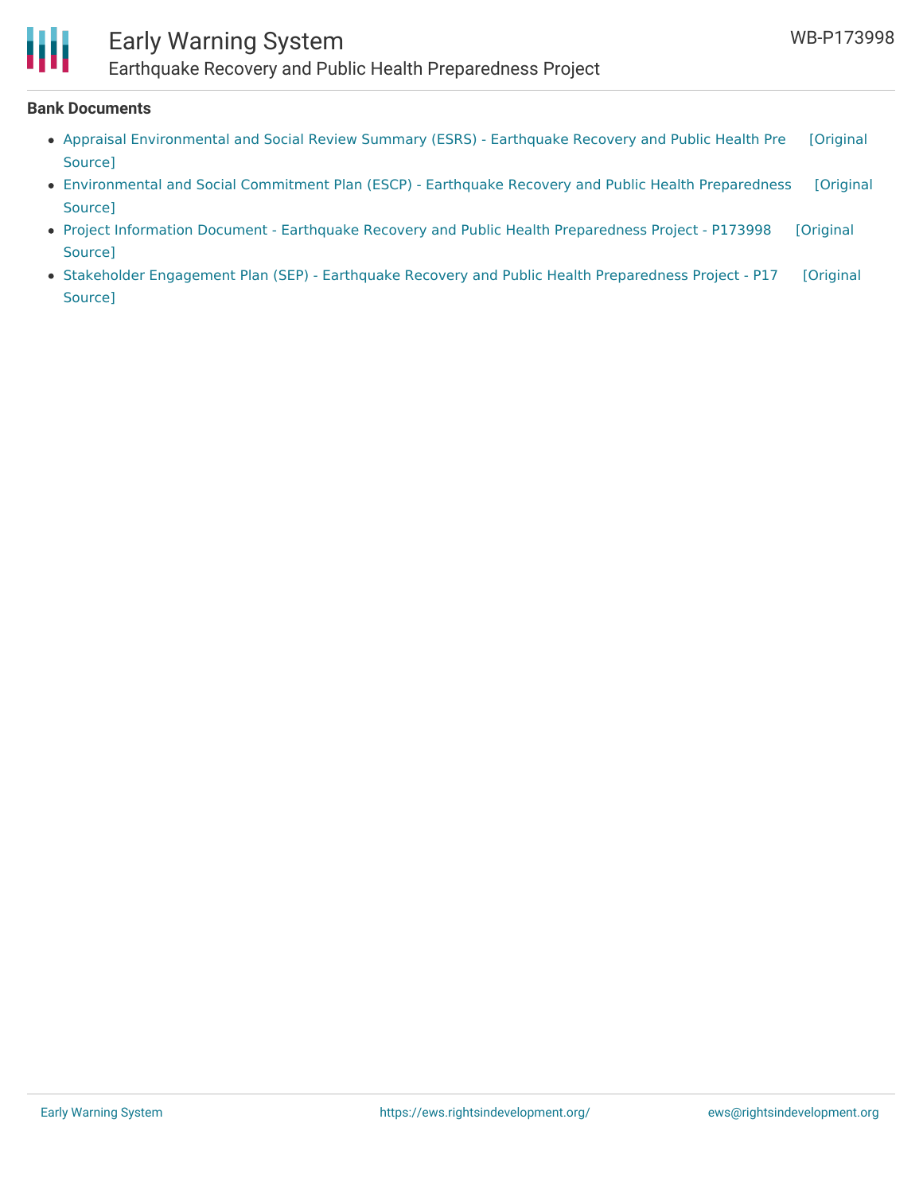**Bank Documents**

- Appraisal Environmental and Social Review Summary (ESRS) - Earthquake Recovery and Public Health Pre [Original Source]
- Environmental and Social Commitment Plan (ESCP) - Earthquake Recovery and Public Health Preparedness [Original Source]
- Project Information Document - Earthquake Recovery and Public Health Preparedness Project - P173998 [Original Source]
- Stakeholder Engagement Plan (SEP) - Earthquake Recovery and Public Health Preparedness Project - P17 [Original Source]